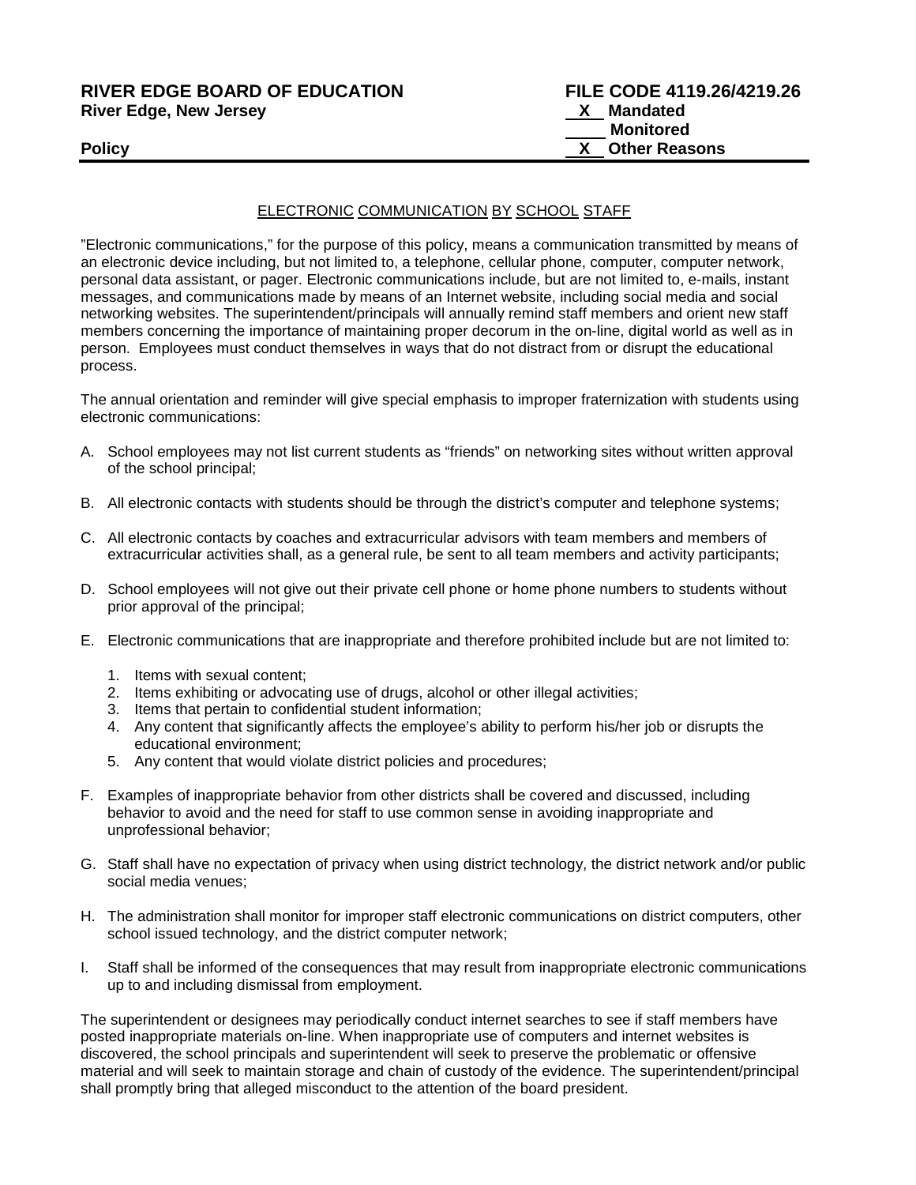**RIVER EDGE BOARD OF EDUCATION** **FILE CODE 4119.26/4219.26**
**River Edge, New Jersey**

**X Mandated**
**\_\_\_\_ Monitored**
**X Other Reasons**

**Policy**

---

ELECTRONIC COMMUNICATION BY SCHOOL STAFF

"Electronic communications," for the purpose of this policy, means a communication transmitted by means of an electronic device including, but not limited to, a telephone, cellular phone, computer, computer network, personal data assistant, or pager. Electronic communications include, but are not limited to, e-mails, instant messages, and communications made by means of an Internet website, including social media and social networking websites. The superintendent/principals will annually remind staff members and orient new staff members concerning the importance of maintaining proper decorum in the on-line, digital world as well as in person. Employees must conduct themselves in ways that do not distract from or disrupt the educational process.

The annual orientation and reminder will give special emphasis to improper fraternization with students using electronic communications:

A. School employees may not list current students as "friends" on networking sites without written approval of the school principal;

B. All electronic contacts with students should be through the district's computer and telephone systems;

C. All electronic contacts by coaches and extracurricular advisors with team members and members of extracurricular activities shall, as a general rule, be sent to all team members and activity participants;

D. School employees will not give out their private cell phone or home phone numbers to students without prior approval of the principal;

E. Electronic communications that are inappropriate and therefore prohibited include but are not limited to:

   1. Items with sexual content;
   2. Items exhibiting or advocating use of drugs, alcohol or other illegal activities;
   3. Items that pertain to confidential student information;
   4. Any content that significantly affects the employee's ability to perform his/her job or disrupts the educational environment;
   5. Any content that would violate district policies and procedures;

F. Examples of inappropriate behavior from other districts shall be covered and discussed, including behavior to avoid and the need for staff to use common sense in avoiding inappropriate and unprofessional behavior;

G. Staff shall have no expectation of privacy when using district technology, the district network and/or public social media venues;

H. The administration shall monitor for improper staff electronic communications on district computers, other school issued technology, and the district computer network;

I. Staff shall be informed of the consequences that may result from inappropriate electronic communications up to and including dismissal from employment.

The superintendent or designees may periodically conduct internet searches to see if staff members have posted inappropriate materials on-line. When inappropriate use of computers and internet websites is discovered, the school principals and superintendent will seek to preserve the problematic or offensive material and will seek to maintain storage and chain of custody of the evidence. The superintendent/principal shall promptly bring that alleged misconduct to the attention of the board president.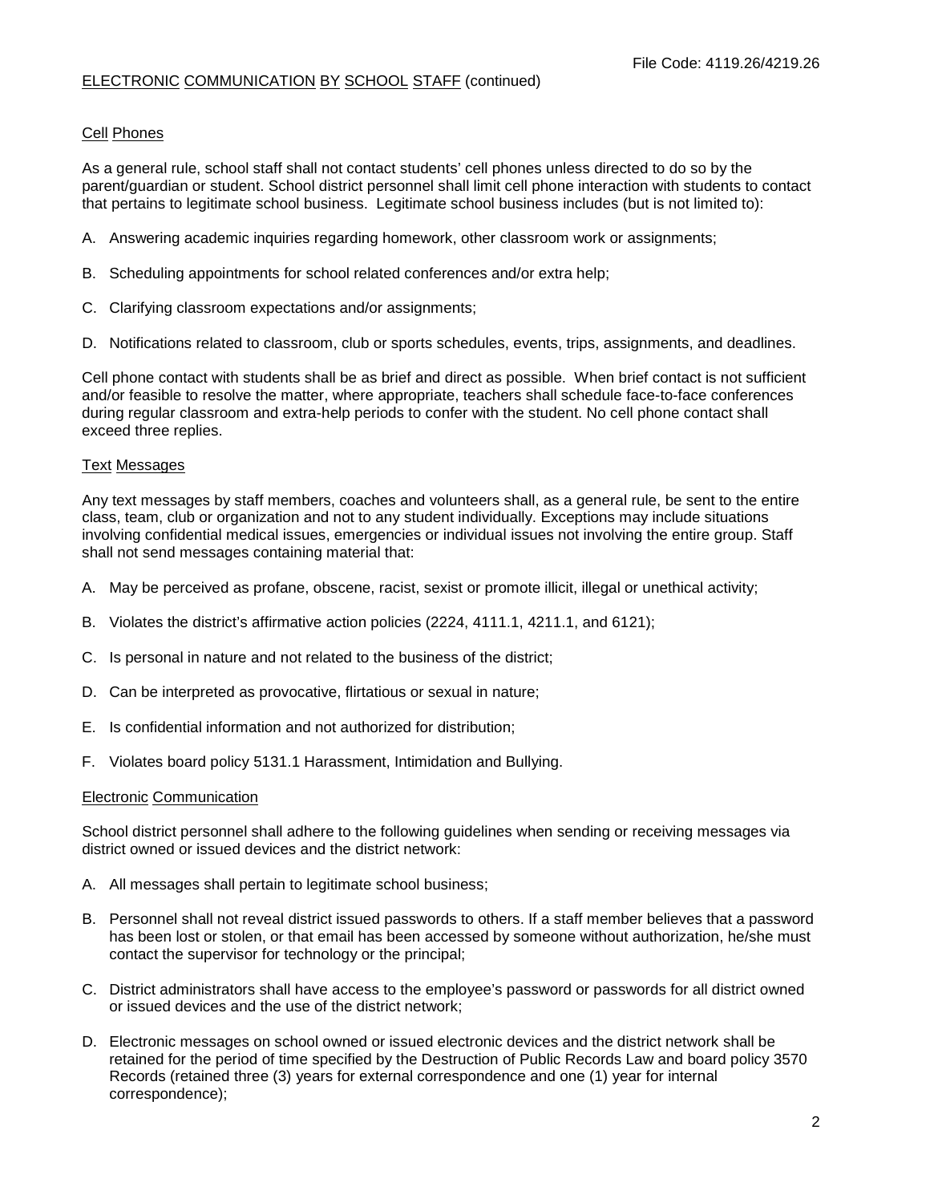## Cell Phones

As a general rule, school staff shall not contact students' cell phones unless directed to do so by the parent/guardian or student. School district personnel shall limit cell phone interaction with students to contact that pertains to legitimate school business. Legitimate school business includes (but is not limited to):

A. Answering academic inquiries regarding homework, other classroom work or assignments;

B. Scheduling appointments for school related conferences and/or extra help;

C. Clarifying classroom expectations and/or assignments;

D. Notifications related to classroom, club or sports schedules, events, trips, assignments, and deadlines.

Cell phone contact with students shall be as brief and direct as possible. When brief contact is not sufficient and/or feasible to resolve the matter, where appropriate, teachers shall schedule face-to-face conferences during regular classroom and extra-help periods to confer with the student. No cell phone contact shall exceed three replies.

## Text Messages

Any text messages by staff members, coaches and volunteers shall, as a general rule, be sent to the entire class, team, club or organization and not to any student individually. Exceptions may include situations involving confidential medical issues, emergencies or individual issues not involving the entire group. Staff shall not send messages containing material that:

A. May be perceived as profane, obscene, racist, sexist or promote illicit, illegal or unethical activity;

B. Violates the district's affirmative action policies (2224, 4111.1, 4211.1, and 6121);

C. Is personal in nature and not related to the business of the district;

D. Can be interpreted as provocative, flirtatious or sexual in nature;

E. Is confidential information and not authorized for distribution;

F. Violates board policy 5131.1 Harassment, Intimidation and Bullying.

## Electronic Communication

School district personnel shall adhere to the following guidelines when sending or receiving messages via district owned or issued devices and the district network:

A. All messages shall pertain to legitimate school business;

B. Personnel shall not reveal district issued passwords to others. If a staff member believes that a password has been lost or stolen, or that email has been accessed by someone without authorization, he/she must contact the supervisor for technology or the principal;

C. District administrators shall have access to the employee's password or passwords for all district owned or issued devices and the use of the district network;

D. Electronic messages on school owned or issued electronic devices and the district network shall be retained for the period of time specified by the Destruction of Public Records Law and board policy 3570 Records (retained three (3) years for external correspondence and one (1) year for internal correspondence);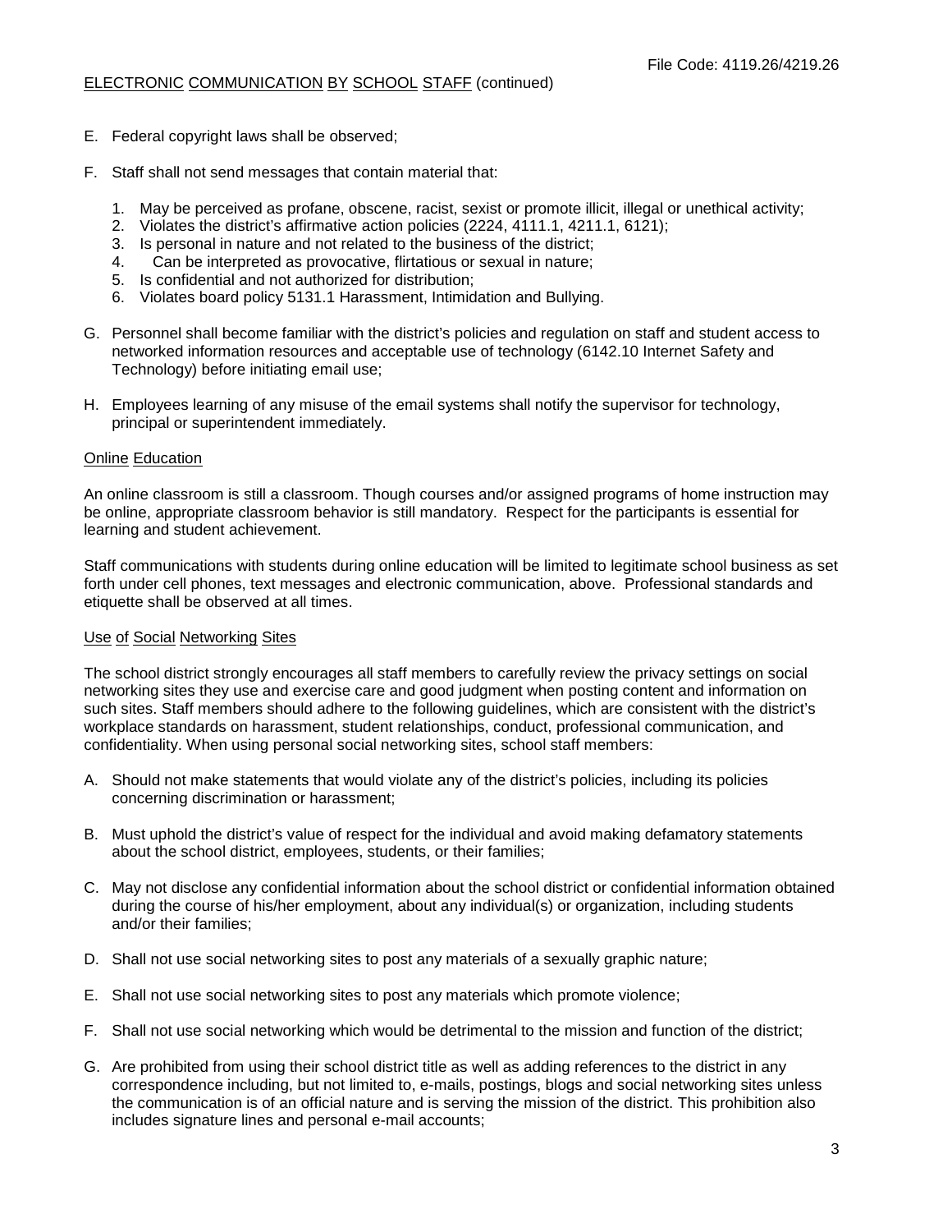E. Federal copyright laws shall be observed;

F. Staff shall not send messages that contain material that:

   1. May be perceived as profane, obscene, racist, sexist or promote illicit, illegal or unethical activity;
   2. Violates the district's affirmative action policies (2224, 4111.1, 4211.1, 6121);
   3. Is personal in nature and not related to the business of the district;
   4. Can be interpreted as provocative, flirtatious or sexual in nature;
   5. Is confidential and not authorized for distribution;
   6. Violates board policy 5131.1 Harassment, Intimidation and Bullying.

G. Personnel shall become familiar with the district's policies and regulation on staff and student access to networked information resources and acceptable use of technology (6142.10 Internet Safety and Technology) before initiating email use;

H. Employees learning of any misuse of the email systems shall notify the supervisor for technology, principal or superintendent immediately.

## Online Education

An online classroom is still a classroom. Though courses and/or assigned programs of home instruction may be online, appropriate classroom behavior is still mandatory. Respect for the participants is essential for learning and student achievement.

Staff communications with students during online education will be limited to legitimate school business as set forth under cell phones, text messages and electronic communication, above. Professional standards and etiquette shall be observed at all times.

## Use of Social Networking Sites

The school district strongly encourages all staff members to carefully review the privacy settings on social networking sites they use and exercise care and good judgment when posting content and information on such sites. Staff members should adhere to the following guidelines, which are consistent with the district's workplace standards on harassment, student relationships, conduct, professional communication, and confidentiality. When using personal social networking sites, school staff members:

A. Should not make statements that would violate any of the district's policies, including its policies concerning discrimination or harassment;

B. Must uphold the district's value of respect for the individual and avoid making defamatory statements about the school district, employees, students, or their families;

C. May not disclose any confidential information about the school district or confidential information obtained during the course of his/her employment, about any individual(s) or organization, including students and/or their families;

D. Shall not use social networking sites to post any materials of a sexually graphic nature;

E. Shall not use social networking sites to post any materials which promote violence;

F. Shall not use social networking which would be detrimental to the mission and function of the district;

G. Are prohibited from using their school district title as well as adding references to the district in any correspondence including, but not limited to, e-mails, postings, blogs and social networking sites unless the communication is of an official nature and is serving the mission of the district. This prohibition also includes signature lines and personal e-mail accounts;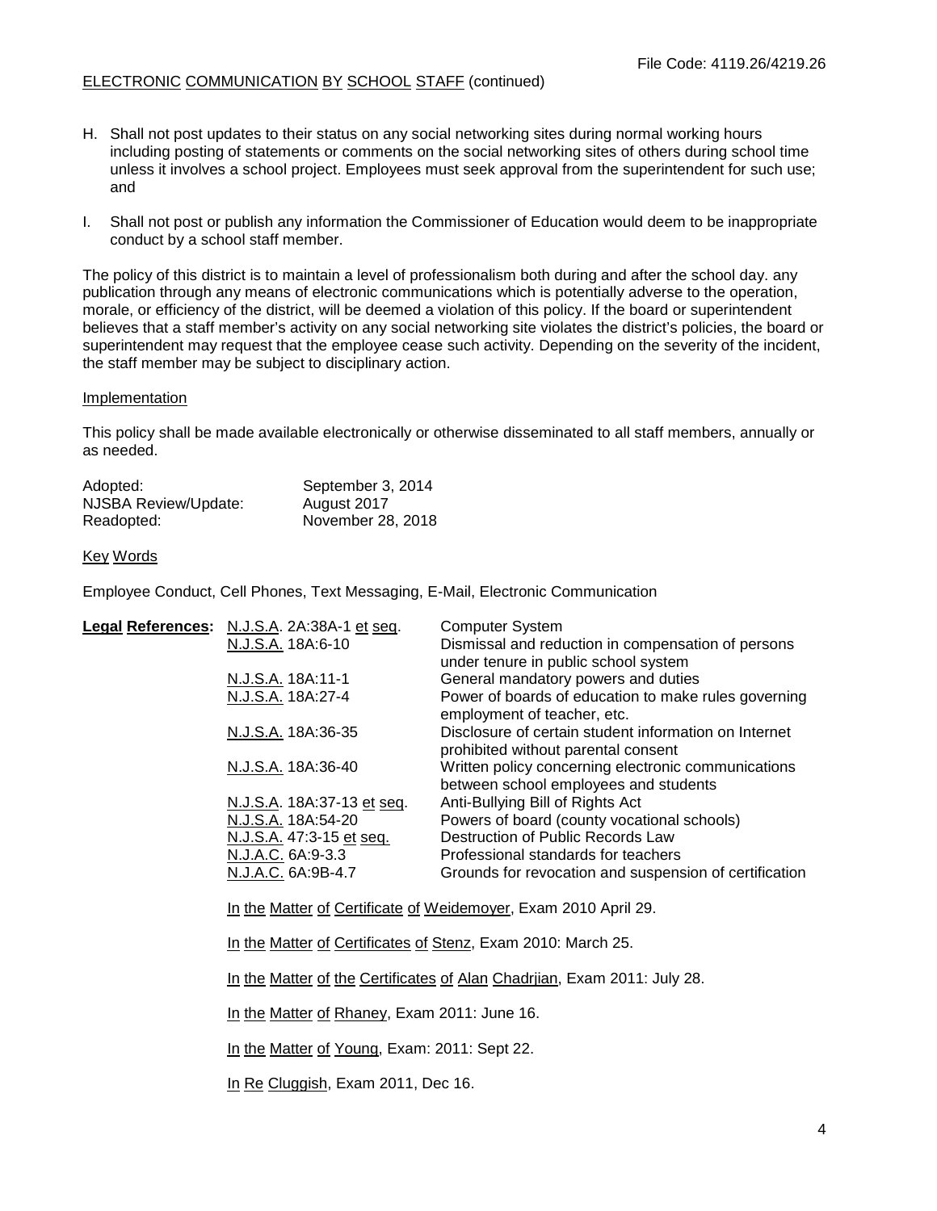ELECTRONIC COMMUNICATION BY SCHOOL STAFF (continued)

H. Shall not post updates to their status on any social networking sites during normal working hours including posting of statements or comments on the social networking sites of others during school time unless it involves a school project. Employees must seek approval from the superintendent for such use; and

I. Shall not post or publish any information the Commissioner of Education would deem to be inappropriate conduct by a school staff member.

The policy of this district is to maintain a level of professionalism both during and after the school day. any publication through any means of electronic communications which is potentially adverse to the operation, morale, or efficiency of the district, will be deemed a violation of this policy. If the board or superintendent believes that a staff member's activity on any social networking site violates the district's policies, the board or superintendent may request that the employee cease such activity. Depending on the severity of the incident, the staff member may be subject to disciplinary action.

Implementation

This policy shall be made available electronically or otherwise disseminated to all staff members, annually or as needed.

| | |
|---|---|
| Adopted: | September 3, 2014 |
| NJSBA Review/Update: | August 2017 |
| Readopted: | November 28, 2018 |

Key Words

Employee Conduct, Cell Phones, Text Messaging, E-Mail, Electronic Communication

**Legal References:**

| | |
|---|---|
| N.J.S.A. 2A:38A-1 et seq. | Computer System |
| N.J.S.A. 18A:6-10 | Dismissal and reduction in compensation of persons under tenure in public school system |
| N.J.S.A. 18A:11-1 | General mandatory powers and duties |
| N.J.S.A. 18A:27-4 | Power of boards of education to make rules governing employment of teacher, etc. |
| N.J.S.A. 18A:36-35 | Disclosure of certain student information on Internet prohibited without parental consent |
| N.J.S.A. 18A:36-40 | Written policy concerning electronic communications between school employees and students |
| N.J.S.A. 18A:37-13 et seq. | Anti-Bullying Bill of Rights Act |
| N.J.S.A. 18A:54-20 | Powers of board (county vocational schools) |
| N.J.S.A. 47:3-15 et seq. | Destruction of Public Records Law |
| N.J.A.C. 6A:9-3.3 | Professional standards for teachers |
| N.J.A.C. 6A:9B-4.7 | Grounds for revocation and suspension of certification |

In the Matter of Certificate of Weidemoyer, Exam 2010 April 29.

In the Matter of Certificates of Stenz, Exam 2010: March 25.

In the Matter of the Certificates of Alan Chadrjian, Exam 2011: July 28.

In the Matter of Rhaney, Exam 2011: June 16.

In the Matter of Young, Exam: 2011: Sept 22.

In Re Cluggish, Exam 2011, Dec 16.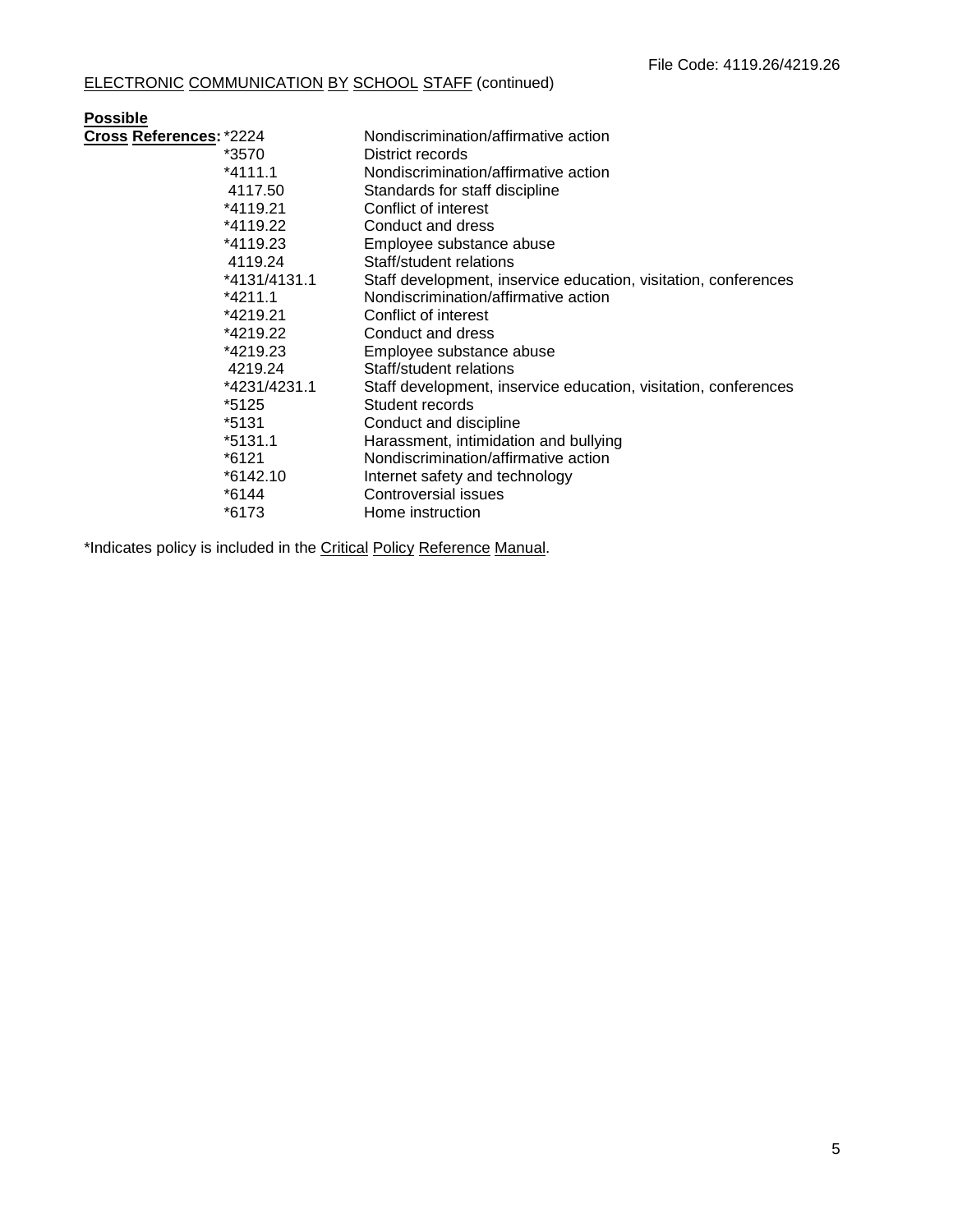File Code: 4119.26/4219.26

ELECTRONIC COMMUNICATION BY SCHOOL STAFF (continued)

**Possible Cross References:**

| | |
|---|---|
| *2224 | Nondiscrimination/affirmative action |
| *3570 | District records |
| *4111.1 | Nondiscrimination/affirmative action |
| 4117.50 | Standards for staff discipline |
| *4119.21 | Conflict of interest |
| *4119.22 | Conduct and dress |
| *4119.23 | Employee substance abuse |
| 4119.24 | Staff/student relations |
| *4131/4131.1 | Staff development, inservice education, visitation, conferences |
| *4211.1 | Nondiscrimination/affirmative action |
| *4219.21 | Conflict of interest |
| *4219.22 | Conduct and dress |
| *4219.23 | Employee substance abuse |
| 4219.24 | Staff/student relations |
| *4231/4231.1 | Staff development, inservice education, visitation, conferences |
| *5125 | Student records |
| *5131 | Conduct and discipline |
| *5131.1 | Harassment, intimidation and bullying |
| *6121 | Nondiscrimination/affirmative action |
| *6142.10 | Internet safety and technology |
| *6144 | Controversial issues |
| *6173 | Home instruction |

*Indicates policy is included in the Critical Policy Reference Manual.